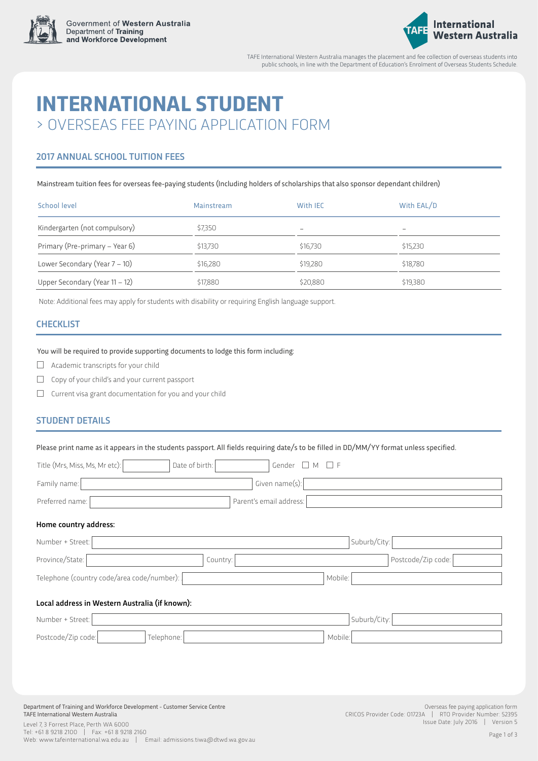Government of Western Australia
Department of Training and Workforce Development

International Western Australia

TAFE International Western Australia manages the placement and fee collection of overseas students into public schools, in line with the Department of Education's Enrolment of Overseas Students Schedule.

# INTERNATIONAL STUDENT

## > OVERSEAS FEE PAYING APPLICATION FORM

### 2017 ANNUAL SCHOOL TUITION FEES

Mainstream tuition fees for overseas fee-paying students (Including holders of scholarships that also sponsor dependant children)

| School level | Mainstream | With IEC | With EAL/D |
| --- | --- | --- | --- |
| Kindergarten (not compulsory) | $7,350 | – | – |
| Primary (Pre-primary – Year 6) | $13,730 | $16,730 | $15,230 |
| Lower Secondary (Year 7 – 10) | $16,280 | $19,280 | $18,780 |
| Upper Secondary (Year 11 – 12) | $17,880 | $20,880 | $19,380 |

Note: Additional fees may apply for students with disability or requiring English language support.

### CHECKLIST

You will be required to provide supporting documents to lodge this form including:

- ☐ Academic transcripts for your child
- ☐ Copy of your child's and your current passport
- ☐ Current visa grant documentation for you and your child

### STUDENT DETAILS

Please print name as it appears in the students passport. All fields requiring date/s to be filled in DD/MM/YY format unless specified.

Title (Mrs, Miss, Ms, Mr etc): ______ Date of birth: ______ Gender ☐ M ☐ F

Family name: ______ Given name(s): ______

Preferred name: ______ Parent's email address: ______

**Home country address:**

Number + Street: ______ Suburb/City: ______

Province/State: ______ Country: ______ Postcode/Zip code: ______

Telephone (country code/area code/number): ______ Mobile: ______

**Local address in Western Australia (if known):**

Number + Street: ______ Suburb/City: ______

Postcode/Zip code: ______ Telephone: ______ Mobile: ______

Department of Training and Workforce Development - Customer Service Centre
TAFE International Western Australia
Level 7, 3 Forrest Place, Perth WA 6000
Tel: +61 8 9218 2100 | Fax: +61 8 9218 2160
Web: www.tafeinternational.wa.edu.au | Email: admissions.tiwa@dtwd.wa.gov.au

Overseas fee paying application form
CRICOS Provider Code: 01723A | RTO Provider Number: 52395
Issue Date: July 2016 | Version 5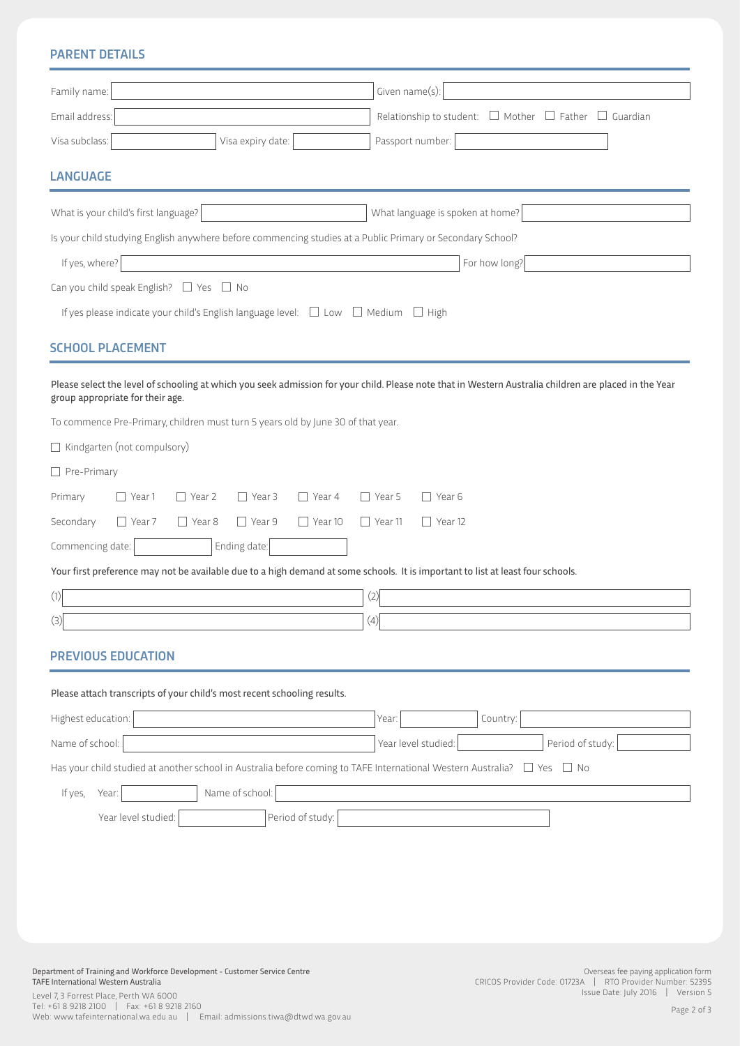## PARENT DETAILS

Family name: Given name(s):

Email address: Relationship to student: ☐ Mother ☐ Father ☐ Guardian

Visa subclass: Visa expiry date: Passport number:

## LANGUAGE

What is your child's first language? What language is spoken at home?

Is your child studying English anywhere before commencing studies at a Public Primary or Secondary School?

If yes, where? For how long?

Can you child speak English? ☐ Yes ☐ No

If yes please indicate your child's English language level: ☐ Low ☐ Medium ☐ High

## SCHOOL PLACEMENT

Please select the level of schooling at which you seek admission for your child. Please note that in Western Australia children are placed in the Year group appropriate for their age.

To commence Pre-Primary, children must turn 5 years old by June 30 of that year.

☐ Kindergarten (not compulsory)

☐ Pre-Primary

Primary ☐ Year 1 ☐ Year 2 ☐ Year 3 ☐ Year 4 ☐ Year 5 ☐ Year 6

Secondary ☐ Year 7 ☐ Year 8 ☐ Year 9 ☐ Year 10 ☐ Year 11 ☐ Year 12

Commencing date: Ending date:

Your first preference may not be available due to a high demand at some schools. It is important to list at least four schools.

(1) (2)

(3) (4)

## PREVIOUS EDUCATION

Please attach transcripts of your child's most recent schooling results.

Highest education: Year: Country:

Name of school: Year level studied: Period of study:

Has your child studied at another school in Australia before coming to TAFE International Western Australia? ☐ Yes ☐ No

If yes, Year: Name of school:

Year level studied: Period of study:

Department of Training and Workforce Development - Customer Service Centre
TAFE International Western Australia
Level 7, 3 Forrest Place, Perth WA 6000
Tel: +61 8 9218 2100 | Fax: +61 8 9218 2160
Web: www.tafeinternational.wa.edu.au | Email: admissions.tiwa@dtwd.wa.gov.au

Overseas fee paying application form
CRICOS Provider Code: 01723A | RTO Provider Number: 52395
Issue Date: July 2016 | Version 5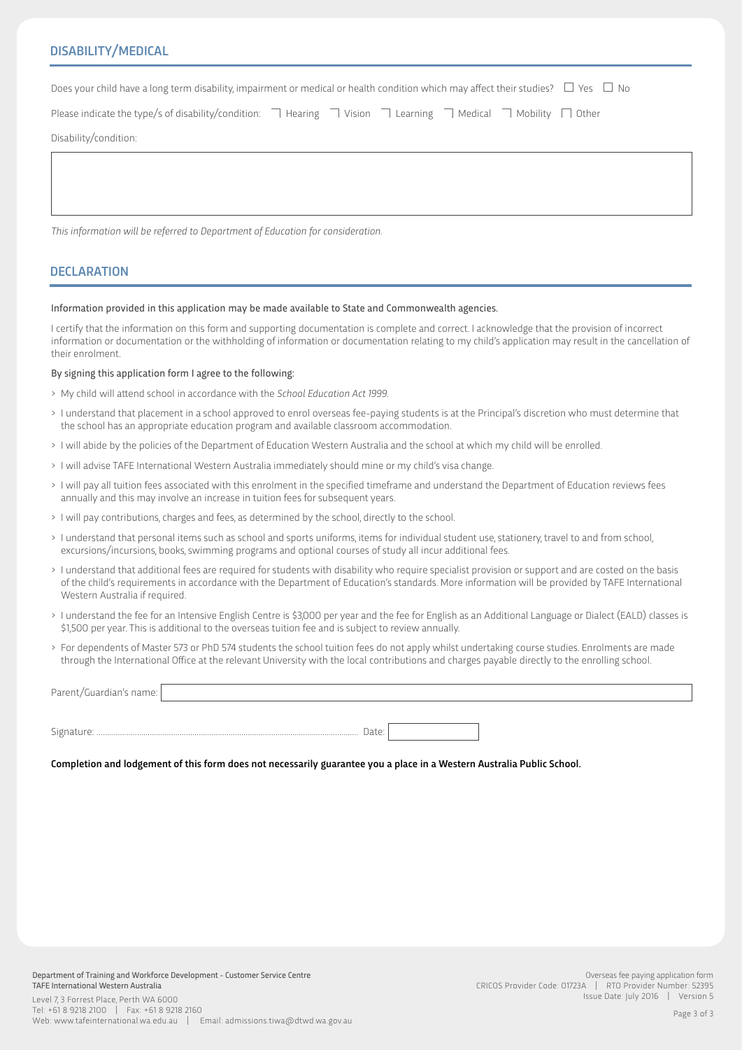## DISABILITY/MEDICAL

Does your child have a long term disability, impairment or medical or health condition which may affect their studies? ☐ Yes ☐ No

Please indicate the type/s of disability/condition: ☐ Hearing ☐ Vision ☐ Learning ☐ Medical ☐ Mobility ☐ Other

Disability/condition:

*This information will be referred to Department of Education for consideration.*

## DECLARATION

Information provided in this application may be made available to State and Commonwealth agencies.

I certify that the information on this form and supporting documentation is complete and correct. I acknowledge that the provision of incorrect information or documentation or the withholding of information or documentation relating to my child's application may result in the cancellation of their enrolment.

By signing this application form I agree to the following:

> My child will attend school in accordance with the *School Education Act 1999*.

> I understand that placement in a school approved to enrol overseas fee-paying students is at the Principal's discretion who must determine that the school has an appropriate education program and available classroom accommodation.

> I will abide by the policies of the Department of Education Western Australia and the school at which my child will be enrolled.

> I will advise TAFE International Western Australia immediately should mine or my child's visa change.

> I will pay all tuition fees associated with this enrolment in the specified timeframe and understand the Department of Education reviews fees annually and this may involve an increase in tuition fees for subsequent years.

> I will pay contributions, charges and fees, as determined by the school, directly to the school.

> I understand that personal items such as school and sports uniforms, items for individual student use, stationery, travel to and from school, excursions/incursions, books, swimming programs and optional courses of study all incur additional fees.

> I understand that additional fees are required for students with disability who require specialist provision or support and are costed on the basis of the child's requirements in accordance with the Department of Education's standards. More information will be provided by TAFE International Western Australia if required.

> I understand the fee for an Intensive English Centre is $3,000 per year and the fee for English as an Additional Language or Dialect (EALD) classes is $1,500 per year. This is additional to the overseas tuition fee and is subject to review annually.

> For dependents of Master 573 or PhD 574 students the school tuition fees do not apply whilst undertaking course studies. Enrolments are made through the International Office at the relevant University with the local contributions and charges payable directly to the enrolling school.

Parent/Guardian's name:

Signature: .................................................................................................................... Date:

**Completion and lodgement of this form does not necessarily guarantee you a place in a Western Australia Public School.**

Department of Training and Workforce Development - Customer Service Centre
TAFE International Western Australia
Level 7, 3 Forrest Place, Perth WA 6000
Tel: +61 8 9218 2100 | Fax: +61 8 9218 2160
Web: www.tafeinternational.wa.edu.au | Email: admissions.tiwa@dtwd.wa.gov.au

Overseas fee paying application form
CRICOS Provider Code: 01723A | RTO Provider Number: 52395
Issue Date: July 2016 | Version 5